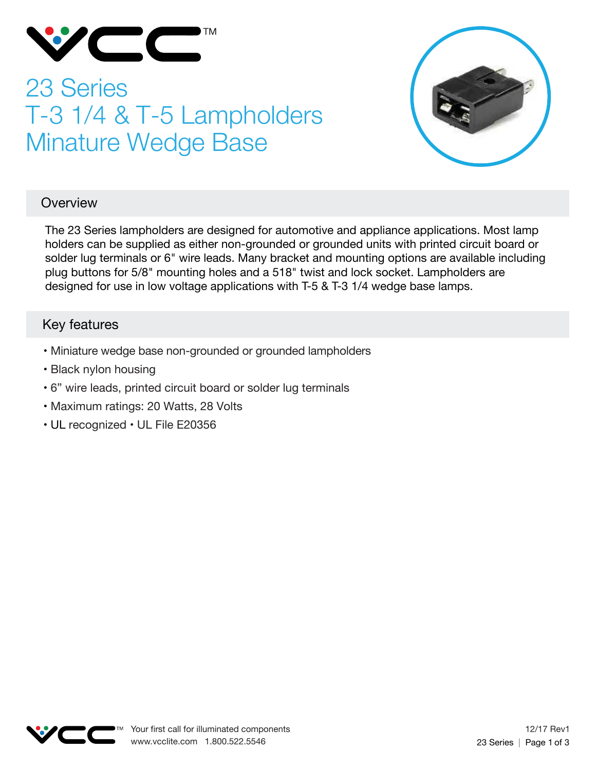# 23 Series
# T-3 1/4 & T-5 Lampholders
# Minature Wedge Base

## Overview

The 23 Series lampholders are designed for automotive and appliance applications. Most lamp holders can be supplied as either non-grounded or grounded units with printed circuit board or solder lug terminals or 6" wire leads. Many bracket and mounting options are available including plug buttons for 5/8" mounting holes and a 518" twist and lock socket. Lampholders are designed for use in low voltage applications with T-5 & T-3 1/4 wedge base lamps.

## Key features

- Miniature wedge base non-grounded or grounded lampholders
- Black nylon housing
- 6" wire leads, printed circuit board or solder lug terminals
- Maximum ratings: 20 Watts, 28 Volts
- UL recognized • UL File E20356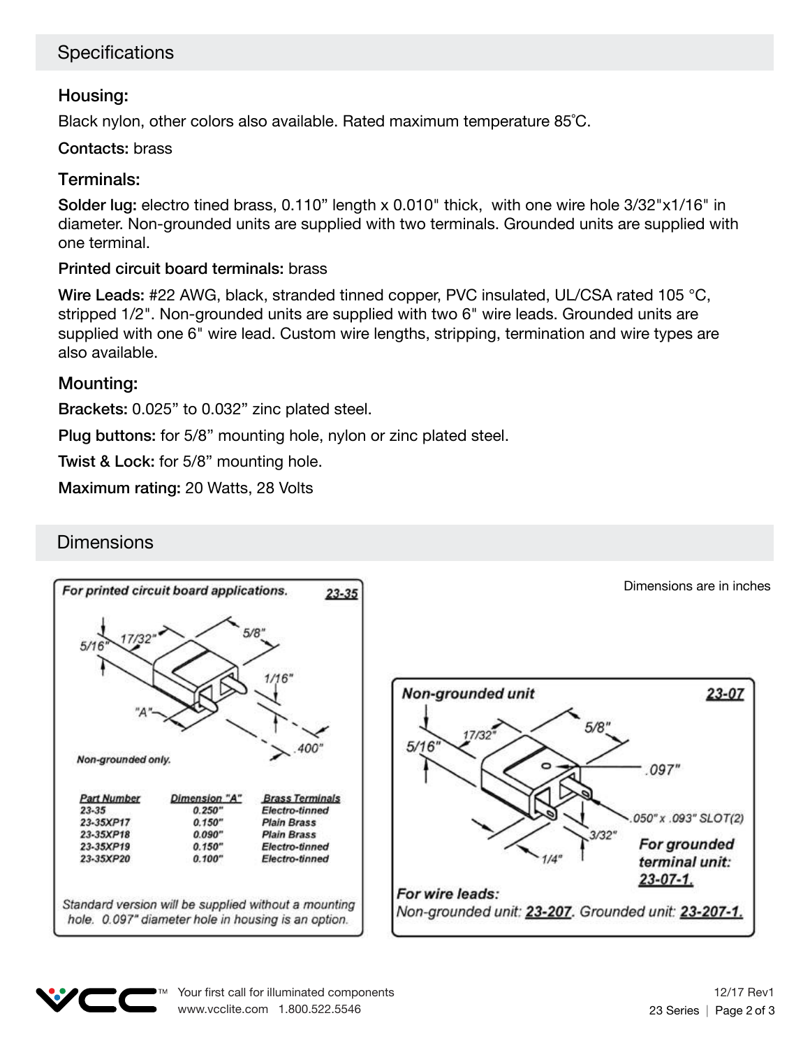## Specifications

### Housing:

Black nylon, other colors also available. Rated maximum temperature 85˚C.

**Contacts:** brass

### Terminals:

**Solder lug:** electro tined brass, 0.110” length x 0.010" thick, with one wire hole 3/32"x1/16" in diameter. Non-grounded units are supplied with two terminals. Grounded units are supplied with one terminal.

**Printed circuit board terminals:** brass

**Wire Leads:** #22 AWG, black, stranded tinned copper, PVC insulated, UL/CSA rated 105 °C, stripped 1/2". Non-grounded units are supplied with two 6" wire leads. Grounded units are supplied with one 6" wire lead. Custom wire lengths, stripping, termination and wire types are also available.

### Mounting:

**Brackets:** 0.025” to 0.032” zinc plated steel.

**Plug buttons:** for 5/8” mounting hole, nylon or zinc plated steel.

**Twist & Lock:** for 5/8” mounting hole.

**Maximum rating:** 20 Watts, 28 Volts

## Dimensions

Dimensions are in inches

***For printed circuit board applications.*** **23-35**

5/16" 17/32" 5/8" 1/16" "A" .400"

*Non-grounded only.*

| Part Number | Dimension "A" | Brass Terminals |
|---|---|---|
| 23-35 | 0.250" | Electro-tinned |
| 23-35XP17 | 0.150" | Plain Brass |
| 23-35XP18 | 0.090" | Plain Brass |
| 23-35XP19 | 0.150" | Electro-tinned |
| 23-35XP20 | 0.100" | Electro-tinned |

*Standard version will be supplied without a mounting hole. 0.097" diameter hole in housing is an option.*

***Non-grounded unit*** **23-07**

5/16" 17/32" 5/8" .097" .050" x .093" SLOT(2) 3/32" 1/4"

***For grounded terminal unit: 23-07-1.***

***For wire leads:***

*Non-grounded unit:* ***23-207****. Grounded unit:* ***23-207-1.***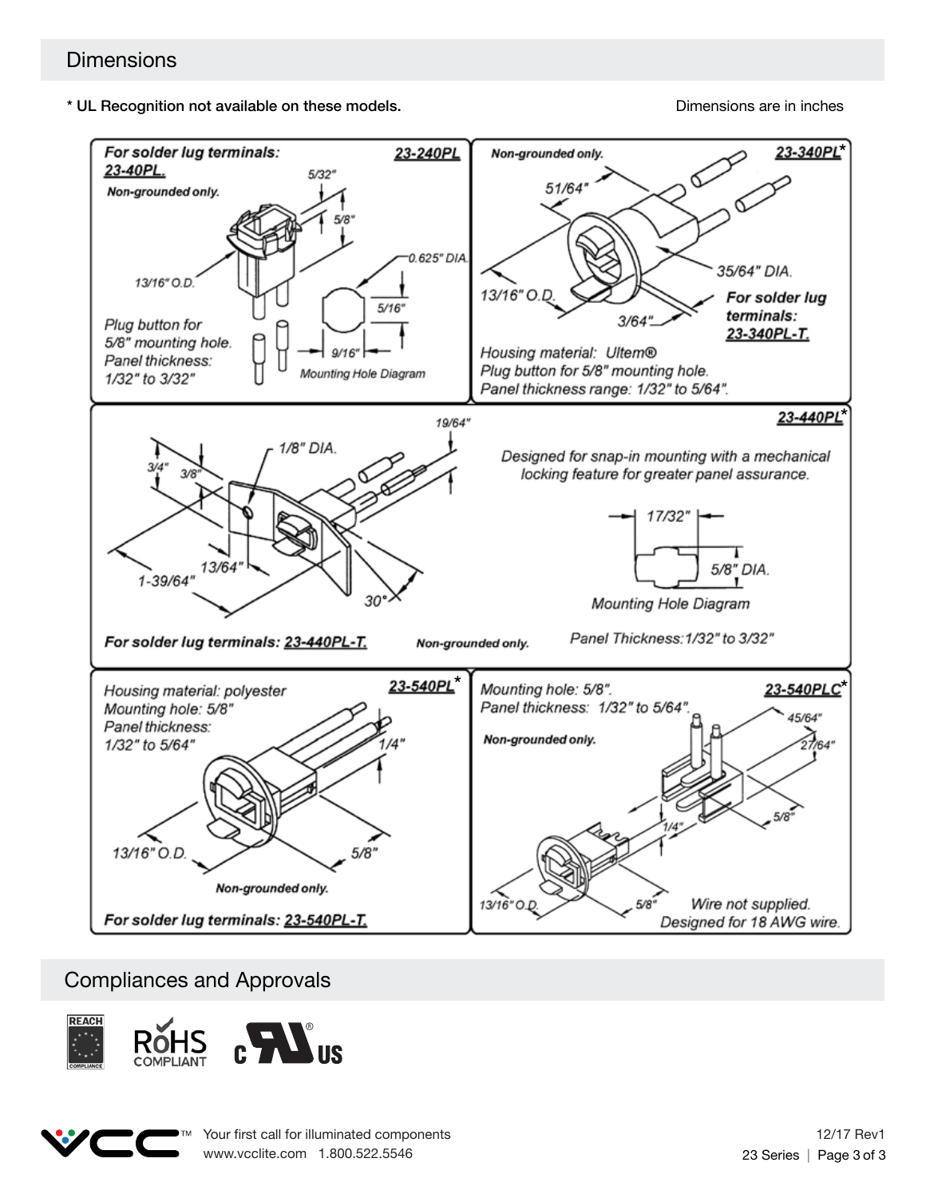## Dimensions

**\* UL Recognition not available on these models.**

Dimensions are in inches

### 23-240PL

For solder lug terminals: 23-40PL.

Non-grounded only.

5/32"

5/8"

0.625" DIA.

13/16" O.D.

5/16"

9/16"

Mounting Hole Diagram

Plug button for 5/8" mounting hole.
Panel thickness: 1/32" to 3/32"

### 23-340PL*

Non-grounded only.

51/64"

35/64" DIA.

13/16" O.D.

3/64"

For solder lug terminals: 23-340PL-T.

Housing material: Ultem®
Plug button for 5/8" mounting hole.
Panel thickness range: 1/32" to 5/64".

### 23-440PL*

19/64"

1/8" DIA.

3/4"

3/8"

13/64"

1-39/64"

30°

Designed for snap-in mounting with a mechanical locking feature for greater panel assurance.

17/32"

5/8" DIA.

Mounting Hole Diagram

For solder lug terminals: 23-440PL-T.

Non-grounded only.

Panel Thickness: 1/32" to 3/32"

### 23-540PL*

Housing material: polyester
Mounting hole: 5/8"
Panel thickness:
1/32" to 5/64"

1/4"

13/16" O.D.

5/8"

Non-grounded only.

For solder lug terminals: 23-540PL-T.

### 23-540PLC*

Mounting hole: 5/8".
Panel thickness: 1/32" to 5/64".

Non-grounded only.

45/64"

27/64"

5/8"

1/4"

13/16" O.D.

5/8"

Wire not supplied.
Designed for 18 AWG wire.

## Compliances and Approvals

REACH COMPLIANCE

RoHS COMPLIANT

c UL us

Your first call for illuminated components
www.vcclite.com 1.800.522.5546

12/17 Rev1